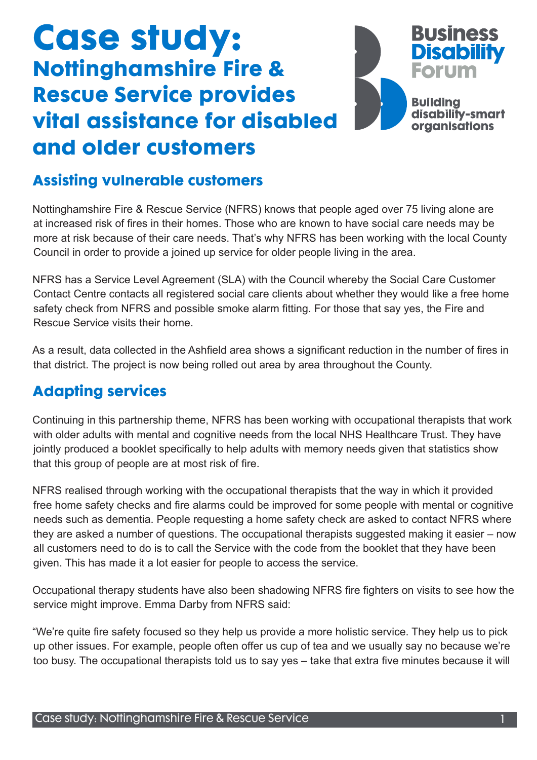# Case study: Nottinghamshire Fire & Rescue Service provides vital assistance for disabled and older customers

Business Disability Forum

Building disability-smart organisations

## Assisting vulnerable customers

Nottinghamshire Fire & Rescue Service (NFRS) knows that people aged over 75 living alone are at increased risk of fires in their homes. Those who are known to have social care needs may be more at risk because of their care needs. That's why NFRS has been working with the local County Council in order to provide a joined up service for older people living in the area.

NFRS has a Service Level Agreement (SLA) with the Council whereby the Social Care Customer Contact Centre contacts all registered social care clients about whether they would like a free home safety check from NFRS and possible smoke alarm fitting. For those that say yes, the Fire and Rescue Service visits their home.

As a result, data collected in the Ashfield area shows a significant reduction in the number of fires in that district. The project is now being rolled out area by area throughout the County.

## Adapting services

Continuing in this partnership theme, NFRS has been working with occupational therapists that work with older adults with mental and cognitive needs from the local NHS Healthcare Trust. They have jointly produced a booklet specifically to help adults with memory needs given that statistics show that this group of people are at most risk of fire.

NFRS realised through working with the occupational therapists that the way in which it provided free home safety checks and fire alarms could be improved for some people with mental or cognitive needs such as dementia. People requesting a home safety check are asked to contact NFRS where they are asked a number of questions. The occupational therapists suggested making it easier – now all customers need to do is to call the Service with the code from the booklet that they have been given. This has made it a lot easier for people to access the service.

Occupational therapy students have also been shadowing NFRS fire fighters on visits to see how the service might improve. Emma Darby from NFRS said:

"We're quite fire safety focused so they help us provide a more holistic service. They help us to pick up other issues. For example, people often offer us cup of tea and we usually say no because we're too busy. The occupational therapists told us to say yes – take that extra five minutes because it will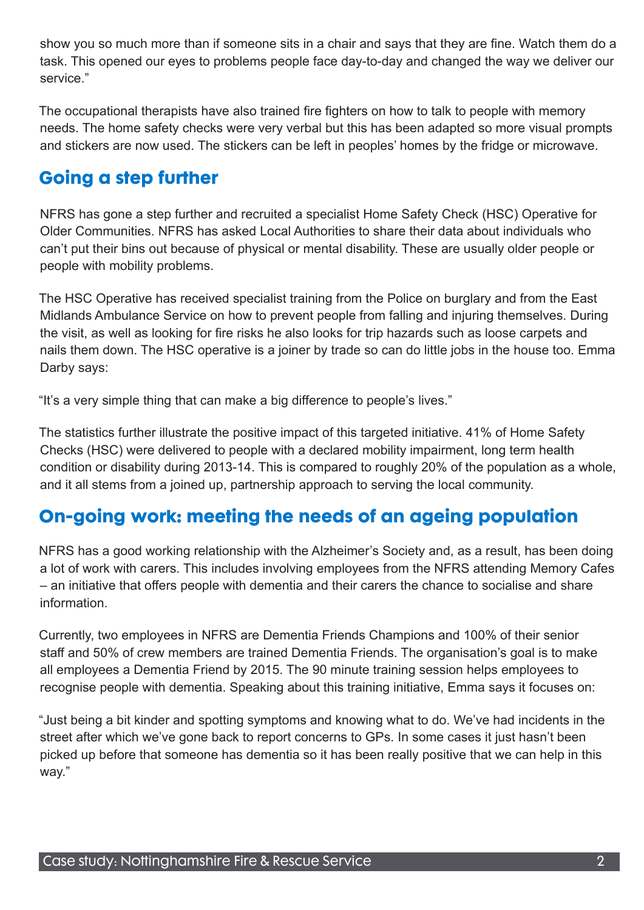show you so much more than if someone sits in a chair and says that they are fine. Watch them do a task. This opened our eyes to problems people face day-to-day and changed the way we deliver our service."

The occupational therapists have also trained fire fighters on how to talk to people with memory needs. The home safety checks were very verbal but this has been adapted so more visual prompts and stickers are now used. The stickers can be left in peoples' homes by the fridge or microwave.

## Going a step further

NFRS has gone a step further and recruited a specialist Home Safety Check (HSC) Operative for Older Communities. NFRS has asked Local Authorities to share their data about individuals who can't put their bins out because of physical or mental disability. These are usually older people or people with mobility problems.

The HSC Operative has received specialist training from the Police on burglary and from the East Midlands Ambulance Service on how to prevent people from falling and injuring themselves. During the visit, as well as looking for fire risks he also looks for trip hazards such as loose carpets and nails them down. The HSC operative is a joiner by trade so can do little jobs in the house too. Emma Darby says:

"It's a very simple thing that can make a big difference to people's lives."

The statistics further illustrate the positive impact of this targeted initiative. 41% of Home Safety Checks (HSC) were delivered to people with a declared mobility impairment, long term health condition or disability during 2013-14. This is compared to roughly 20% of the population as a whole, and it all stems from a joined up, partnership approach to serving the local community.

## On-going work: meeting the needs of an ageing population

NFRS has a good working relationship with the Alzheimer's Society and, as a result, has been doing a lot of work with carers. This includes involving employees from the NFRS attending Memory Cafes – an initiative that offers people with dementia and their carers the chance to socialise and share information.

Currently, two employees in NFRS are Dementia Friends Champions and 100% of their senior staff and 50% of crew members are trained Dementia Friends. The organisation's goal is to make all employees a Dementia Friend by 2015. The 90 minute training session helps employees to recognise people with dementia. Speaking about this training initiative, Emma says it focuses on:

"Just being a bit kinder and spotting symptoms and knowing what to do. We've had incidents in the street after which we've gone back to report concerns to GPs. In some cases it just hasn't been picked up before that someone has dementia so it has been really positive that we can help in this way."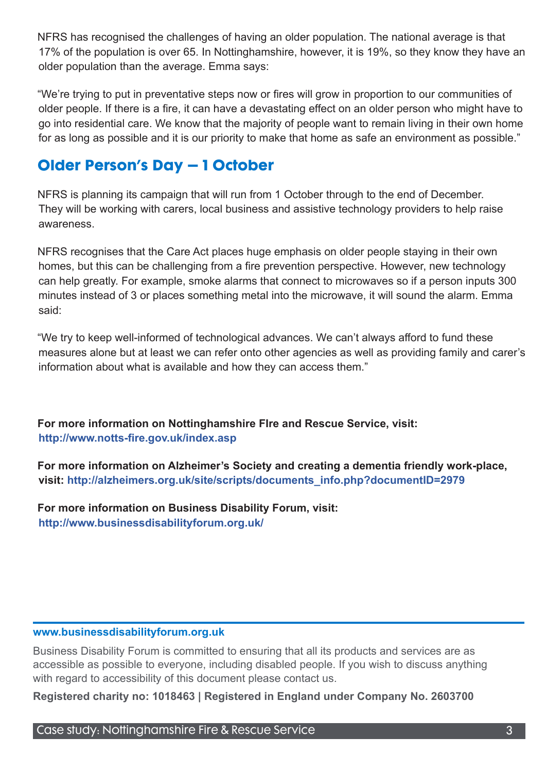NFRS has recognised the challenges of having an older population. The national average is that 17% of the population is over 65. In Nottinghamshire, however, it is 19%, so they know they have an older population than the average. Emma says:

"We're trying to put in preventative steps now or fires will grow in proportion to our communities of older people. If there is a fire, it can have a devastating effect on an older person who might have to go into residential care. We know that the majority of people want to remain living in their own home for as long as possible and it is our priority to make that home as safe an environment as possible."

## Older Person's Day – 1 October

NFRS is planning its campaign that will run from 1 October through to the end of December. They will be working with carers, local business and assistive technology providers to help raise awareness.

NFRS recognises that the Care Act places huge emphasis on older people staying in their own homes, but this can be challenging from a fire prevention perspective. However, new technology can help greatly. For example, smoke alarms that connect to microwaves so if a person inputs 300 minutes instead of 3 or places something metal into the microwave, it will sound the alarm. Emma said:

"We try to keep well-informed of technological advances. We can't always afford to fund these measures alone but at least we can refer onto other agencies as well as providing family and carer's information about what is available and how they can access them."

**For more information on Nottinghamshire FIre and Rescue Service, visit:**
**http://www.notts-fire.gov.uk/index.asp**

**For more information on Alzheimer's Society and creating a dementia friendly work-place, visit: http://alzheimers.org.uk/site/scripts/documents_info.php?documentID=2979**

**For more information on Business Disability Forum, visit:**
**http://www.businessdisabilityforum.org.uk/**

**www.businessdisabilityforum.org.uk**

Business Disability Forum is committed to ensuring that all its products and services are as accessible as possible to everyone, including disabled people. If you wish to discuss anything with regard to accessibility of this document please contact us.

**Registered charity no: 1018463 | Registered in England under Company No. 2603700**